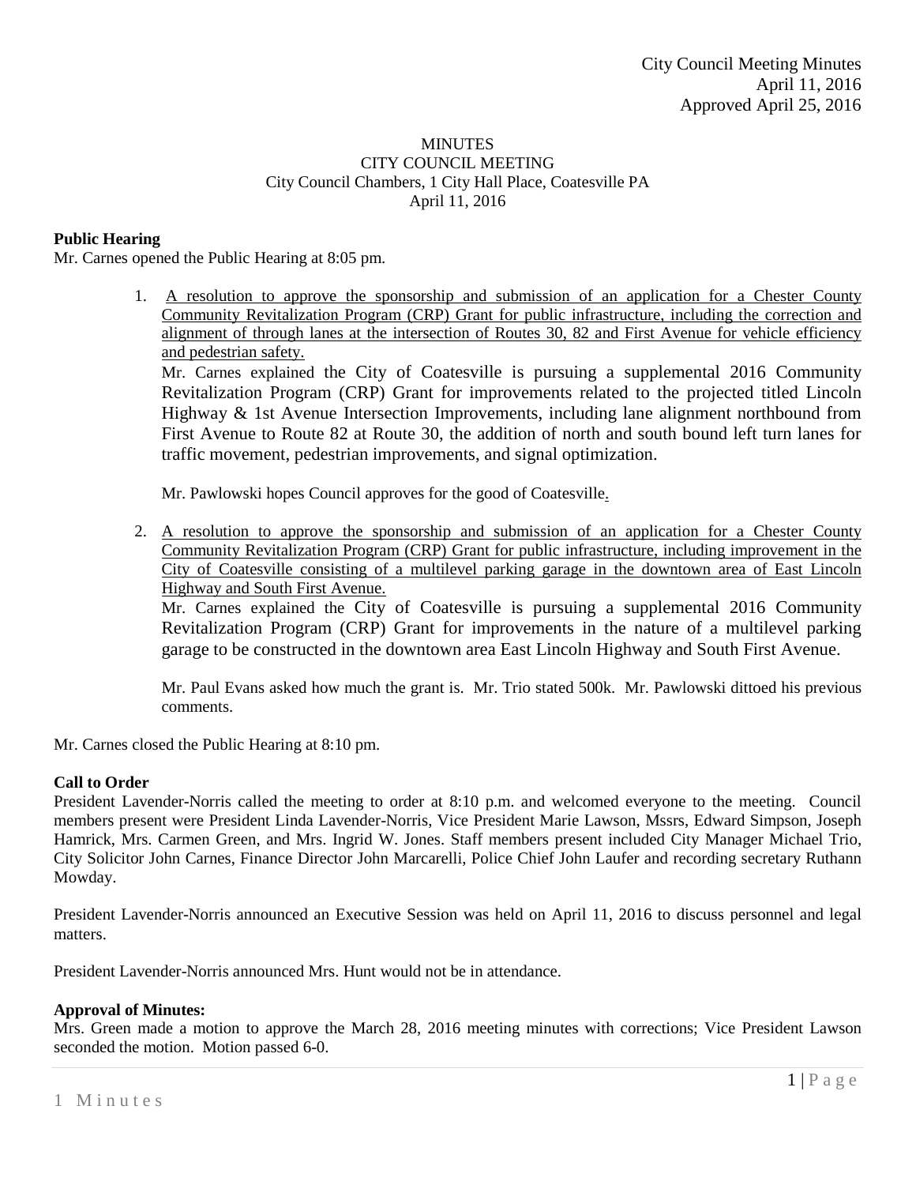City Council Meeting Minutes
April 11, 2016
Approved April 25, 2016

# MINUTES
## CITY COUNCIL MEETING
City Council Chambers, 1 City Hall Place, Coatesville PA
April 11, 2016

**Public Hearing**
Mr. Carnes opened the Public Hearing at 8:05 pm.

1. A resolution to approve the sponsorship and submission of an application for a Chester County Community Revitalization Program (CRP) Grant for public infrastructure, including the correction and alignment of through lanes at the intersection of Routes 30, 82 and First Avenue for vehicle efficiency and pedestrian safety.
   Mr. Carnes explained the City of Coatesville is pursuing a supplemental 2016 Community Revitalization Program (CRP) Grant for improvements related to the projected titled Lincoln Highway & 1st Avenue Intersection Improvements, including lane alignment northbound from First Avenue to Route 82 at Route 30, the addition of north and south bound left turn lanes for traffic movement, pedestrian improvements, and signal optimization.

   Mr. Pawlowski hopes Council approves for the good of Coatesville.

2. A resolution to approve the sponsorship and submission of an application for a Chester County Community Revitalization Program (CRP) Grant for public infrastructure, including improvement in the City of Coatesville consisting of a multilevel parking garage in the downtown area of East Lincoln Highway and South First Avenue.
   Mr. Carnes explained the City of Coatesville is pursuing a supplemental 2016 Community Revitalization Program (CRP) Grant for improvements in the nature of a multilevel parking garage to be constructed in the downtown area East Lincoln Highway and South First Avenue.

   Mr. Paul Evans asked how much the grant is. Mr. Trio stated 500k. Mr. Pawlowski dittoed his previous comments.

Mr. Carnes closed the Public Hearing at 8:10 pm.

**Call to Order**
President Lavender-Norris called the meeting to order at 8:10 p.m. and welcomed everyone to the meeting. Council members present were President Linda Lavender-Norris, Vice President Marie Lawson, Mssrs, Edward Simpson, Joseph Hamrick, Mrs. Carmen Green, and Mrs. Ingrid W. Jones. Staff members present included City Manager Michael Trio, City Solicitor John Carnes, Finance Director John Marcarelli, Police Chief John Laufer and recording secretary Ruthann Mowday.

President Lavender-Norris announced an Executive Session was held on April 11, 2016 to discuss personnel and legal matters.

President Lavender-Norris announced Mrs. Hunt would not be in attendance.

**Approval of Minutes:**
Mrs. Green made a motion to approve the March 28, 2016 meeting minutes with corrections; Vice President Lawson seconded the motion. Motion passed 6-0.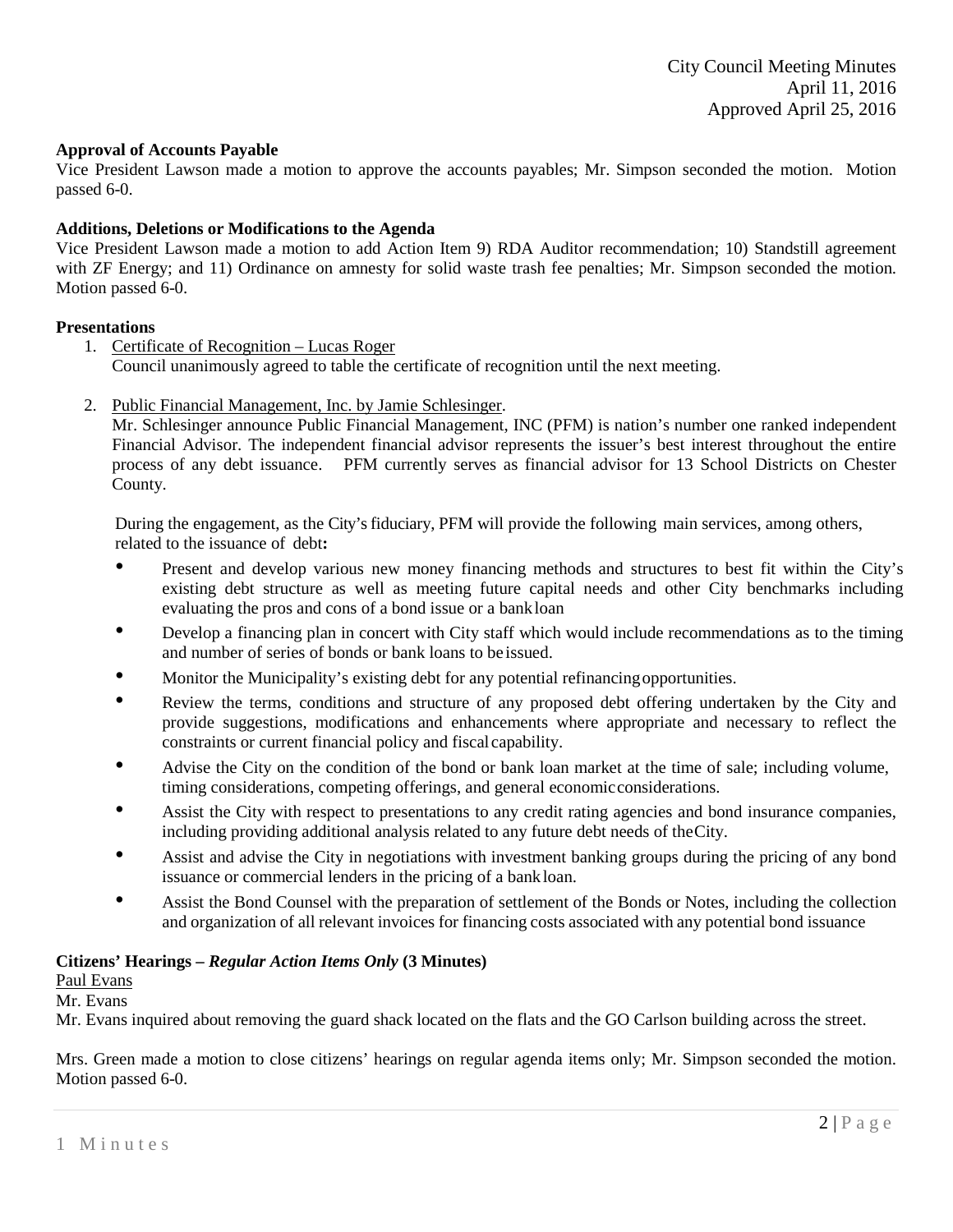**Approval of Accounts Payable**

Vice President Lawson made a motion to approve the accounts payables; Mr. Simpson seconded the motion. Motion passed 6-0.

**Additions, Deletions or Modifications to the Agenda**

Vice President Lawson made a motion to add Action Item 9) RDA Auditor recommendation; 10) Standstill agreement with ZF Energy; and 11) Ordinance on amnesty for solid waste trash fee penalties; Mr. Simpson seconded the motion. Motion passed 6-0.

**Presentations**

1. Certificate of Recognition – Lucas Roger
   Council unanimously agreed to table the certificate of recognition until the next meeting.

2. Public Financial Management, Inc. by Jamie Schlesinger.
   Mr. Schlesinger announce Public Financial Management, INC (PFM) is nation's number one ranked independent Financial Advisor. The independent financial advisor represents the issuer's best interest throughout the entire process of any debt issuance. PFM currently serves as financial advisor for 13 School Districts on Chester County.

   During the engagement, as the City's fiduciary, PFM will provide the following main services, among others, related to the issuance of debt**:**

   - Present and develop various new money financing methods and structures to best fit within the City's existing debt structure as well as meeting future capital needs and other City benchmarks including evaluating the pros and cons of a bond issue or a bank loan
   - Develop a financing plan in concert with City staff which would include recommendations as to the timing and number of series of bonds or bank loans to be issued.
   - Monitor the Municipality's existing debt for any potential refinancing opportunities.
   - Review the terms, conditions and structure of any proposed debt offering undertaken by the City and provide suggestions, modifications and enhancements where appropriate and necessary to reflect the constraints or current financial policy and fiscal capability.
   - Advise the City on the condition of the bond or bank loan market at the time of sale; including volume, timing considerations, competing offerings, and general economic considerations.
   - Assist the City with respect to presentations to any credit rating agencies and bond insurance companies, including providing additional analysis related to any future debt needs of the City.
   - Assist and advise the City in negotiations with investment banking groups during the pricing of any bond issuance or commercial lenders in the pricing of a bank loan.
   - Assist the Bond Counsel with the preparation of settlement of the Bonds or Notes, including the collection and organization of all relevant invoices for financing costs associated with any potential bond issuance

**Citizens' Hearings –** ***Regular Action Items Only*** **(3 Minutes)**

Paul Evans

Mr. Evans

Mr. Evans inquired about removing the guard shack located on the flats and the GO Carlson building across the street.

Mrs. Green made a motion to close citizens' hearings on regular agenda items only; Mr. Simpson seconded the motion. Motion passed 6-0.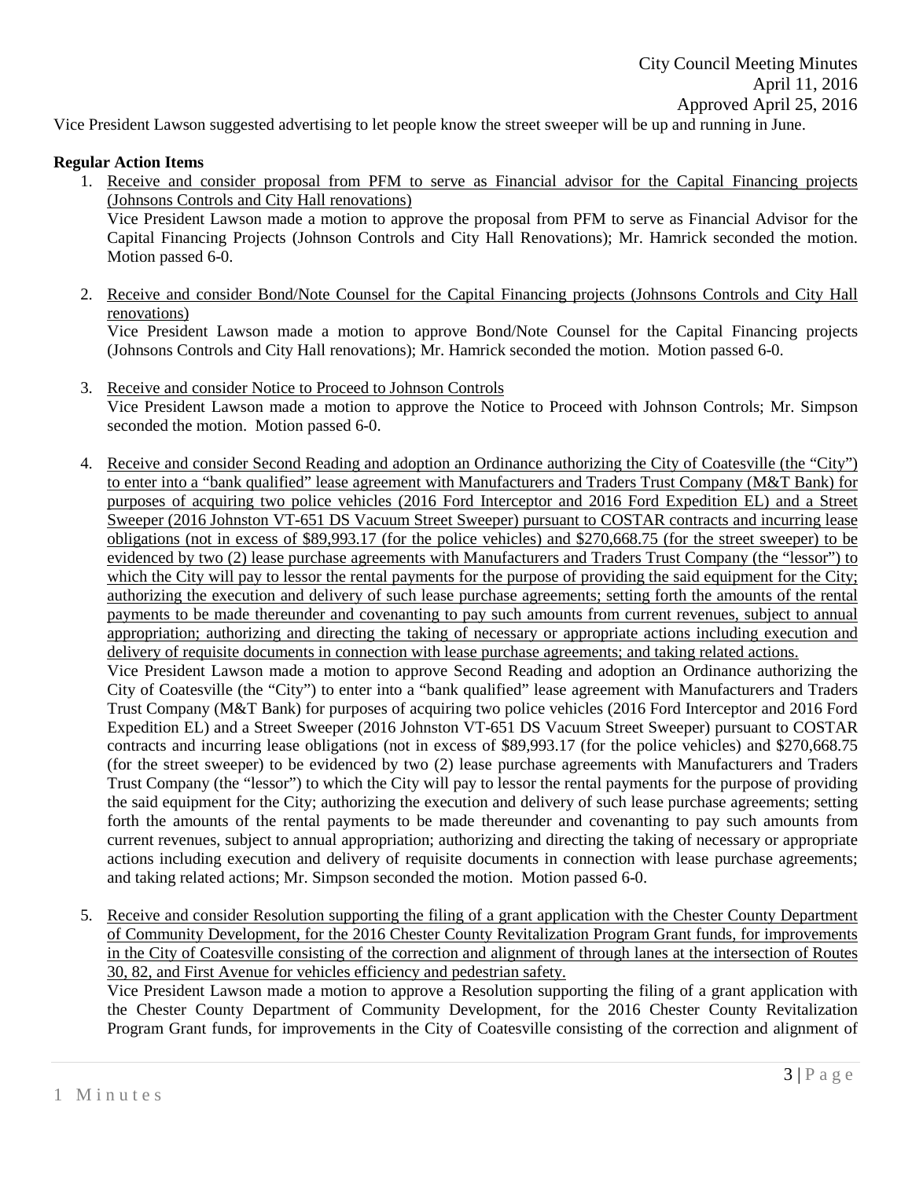Vice President Lawson suggested advertising to let people know the street sweeper will be up and running in June.

**Regular Action Items**

1. <u>Receive and consider proposal from PFM to serve as Financial advisor for the Capital Financing projects (Johnsons Controls and City Hall renovations)</u>
   Vice President Lawson made a motion to approve the proposal from PFM to serve as Financial Advisor for the Capital Financing Projects (Johnson Controls and City Hall Renovations); Mr. Hamrick seconded the motion. Motion passed 6-0.

2. <u>Receive and consider Bond/Note Counsel for the Capital Financing projects (Johnsons Controls and City Hall renovations)</u>
   Vice President Lawson made a motion to approve Bond/Note Counsel for the Capital Financing projects (Johnsons Controls and City Hall renovations); Mr. Hamrick seconded the motion. Motion passed 6-0.

3. <u>Receive and consider Notice to Proceed to Johnson Controls</u>
   Vice President Lawson made a motion to approve the Notice to Proceed with Johnson Controls; Mr. Simpson seconded the motion. Motion passed 6-0.

4. <u>Receive and consider Second Reading and adoption an Ordinance authorizing the City of Coatesville (the "City") to enter into a "bank qualified" lease agreement with Manufacturers and Traders Trust Company (M&T Bank) for purposes of acquiring two police vehicles (2016 Ford Interceptor and 2016 Ford Expedition EL) and a Street Sweeper (2016 Johnston VT-651 DS Vacuum Street Sweeper) pursuant to COSTAR contracts and incurring lease obligations (not in excess of $89,993.17 (for the police vehicles) and $270,668.75 (for the street sweeper) to be evidenced by two (2) lease purchase agreements with Manufacturers and Traders Trust Company (the "lessor") to which the City will pay to lessor the rental payments for the purpose of providing the said equipment for the City; authorizing the execution and delivery of such lease purchase agreements; setting forth the amounts of the rental payments to be made thereunder and covenanting to pay such amounts from current revenues, subject to annual appropriation; authorizing and directing the taking of necessary or appropriate actions including execution and delivery of requisite documents in connection with lease purchase agreements; and taking related actions.</u>
   Vice President Lawson made a motion to approve Second Reading and adoption an Ordinance authorizing the City of Coatesville (the "City") to enter into a "bank qualified" lease agreement with Manufacturers and Traders Trust Company (M&T Bank) for purposes of acquiring two police vehicles (2016 Ford Interceptor and 2016 Ford Expedition EL) and a Street Sweeper (2016 Johnston VT-651 DS Vacuum Street Sweeper) pursuant to COSTAR contracts and incurring lease obligations (not in excess of $89,993.17 (for the police vehicles) and $270,668.75 (for the street sweeper) to be evidenced by two (2) lease purchase agreements with Manufacturers and Traders Trust Company (the "lessor") to which the City will pay to lessor the rental payments for the purpose of providing the said equipment for the City; authorizing the execution and delivery of such lease purchase agreements; setting forth the amounts of the rental payments to be made thereunder and covenanting to pay such amounts from current revenues, subject to annual appropriation; authorizing and directing the taking of necessary or appropriate actions including execution and delivery of requisite documents in connection with lease purchase agreements; and taking related actions; Mr. Simpson seconded the motion. Motion passed 6-0.

5. <u>Receive and consider Resolution supporting the filing of a grant application with the Chester County Department of Community Development, for the 2016 Chester County Revitalization Program Grant funds, for improvements in the City of Coatesville consisting of the correction and alignment of through lanes at the intersection of Routes 30, 82, and First Avenue for vehicles efficiency and pedestrian safety.</u>
   Vice President Lawson made a motion to approve a Resolution supporting the filing of a grant application with the Chester County Department of Community Development, for the 2016 Chester County Revitalization Program Grant funds, for improvements in the City of Coatesville consisting of the correction and alignment of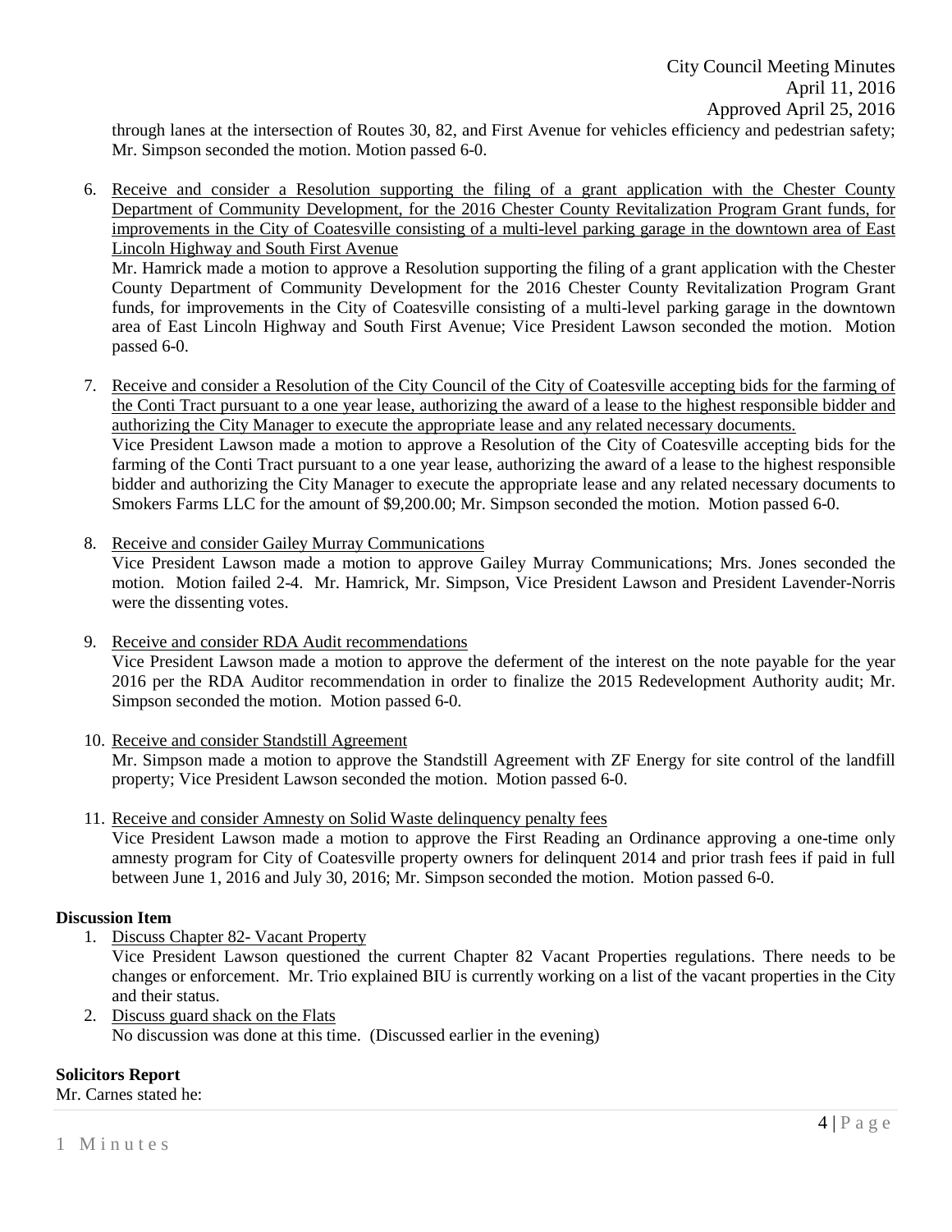through lanes at the intersection of Routes 30, 82, and First Avenue for vehicles efficiency and pedestrian safety; Mr. Simpson seconded the motion. Motion passed 6-0.

6. Receive and consider a Resolution supporting the filing of a grant application with the Chester County Department of Community Development, for the 2016 Chester County Revitalization Program Grant funds, for improvements in the City of Coatesville consisting of a multi-level parking garage in the downtown area of East Lincoln Highway and South First Avenue
   Mr. Hamrick made a motion to approve a Resolution supporting the filing of a grant application with the Chester County Department of Community Development for the 2016 Chester County Revitalization Program Grant funds, for improvements in the City of Coatesville consisting of a multi-level parking garage in the downtown area of East Lincoln Highway and South First Avenue; Vice President Lawson seconded the motion. Motion passed 6-0.

7. Receive and consider a Resolution of the City Council of the City of Coatesville accepting bids for the farming of the Conti Tract pursuant to a one year lease, authorizing the award of a lease to the highest responsible bidder and authorizing the City Manager to execute the appropriate lease and any related necessary documents.
   Vice President Lawson made a motion to approve a Resolution of the City of Coatesville accepting bids for the farming of the Conti Tract pursuant to a one year lease, authorizing the award of a lease to the highest responsible bidder and authorizing the City Manager to execute the appropriate lease and any related necessary documents to Smokers Farms LLC for the amount of $9,200.00; Mr. Simpson seconded the motion. Motion passed 6-0.

8. Receive and consider Gailey Murray Communications
   Vice President Lawson made a motion to approve Gailey Murray Communications; Mrs. Jones seconded the motion. Motion failed 2-4. Mr. Hamrick, Mr. Simpson, Vice President Lawson and President Lavender-Norris were the dissenting votes.

9. Receive and consider RDA Audit recommendations
   Vice President Lawson made a motion to approve the deferment of the interest on the note payable for the year 2016 per the RDA Auditor recommendation in order to finalize the 2015 Redevelopment Authority audit; Mr. Simpson seconded the motion. Motion passed 6-0.

10. Receive and consider Standstill Agreement
    Mr. Simpson made a motion to approve the Standstill Agreement with ZF Energy for site control of the landfill property; Vice President Lawson seconded the motion. Motion passed 6-0.

11. Receive and consider Amnesty on Solid Waste delinquency penalty fees
    Vice President Lawson made a motion to approve the First Reading an Ordinance approving a one-time only amnesty program for City of Coatesville property owners for delinquent 2014 and prior trash fees if paid in full between June 1, 2016 and July 30, 2016; Mr. Simpson seconded the motion. Motion passed 6-0.

**Discussion Item**

1. Discuss Chapter 82- Vacant Property
   Vice President Lawson questioned the current Chapter 82 Vacant Properties regulations. There needs to be changes or enforcement. Mr. Trio explained BIU is currently working on a list of the vacant properties in the City and their status.
2. Discuss guard shack on the Flats
   No discussion was done at this time. (Discussed earlier in the evening)

**Solicitors Report**

Mr. Carnes stated he: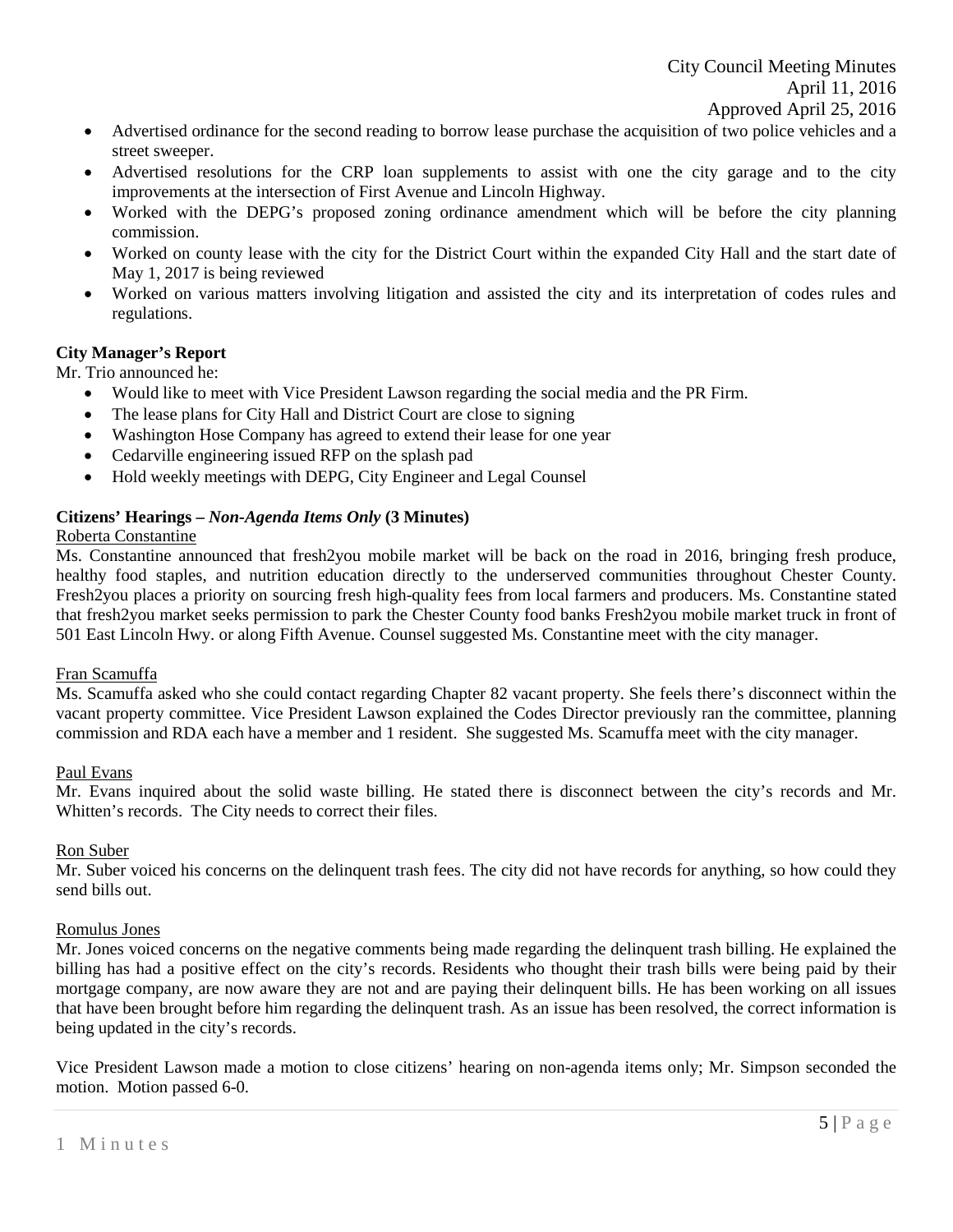- Advertised ordinance for the second reading to borrow lease purchase the acquisition of two police vehicles and a street sweeper.
- Advertised resolutions for the CRP loan supplements to assist with one the city garage and to the city improvements at the intersection of First Avenue and Lincoln Highway.
- Worked with the DEPG's proposed zoning ordinance amendment which will be before the city planning commission.
- Worked on county lease with the city for the District Court within the expanded City Hall and the start date of May 1, 2017 is being reviewed
- Worked on various matters involving litigation and assisted the city and its interpretation of codes rules and regulations.

**City Manager's Report**

Mr. Trio announced he:

- Would like to meet with Vice President Lawson regarding the social media and the PR Firm.
- The lease plans for City Hall and District Court are close to signing
- Washington Hose Company has agreed to extend their lease for one year
- Cedarville engineering issued RFP on the splash pad
- Hold weekly meetings with DEPG, City Engineer and Legal Counsel

**Citizens' Hearings –** ***Non-Agenda Items Only*** **(3 Minutes)**

<u>Roberta Constantine</u>

Ms. Constantine announced that fresh2you mobile market will be back on the road in 2016, bringing fresh produce, healthy food staples, and nutrition education directly to the underserved communities throughout Chester County. Fresh2you places a priority on sourcing fresh high-quality fees from local farmers and producers. Ms. Constantine stated that fresh2you market seeks permission to park the Chester County food banks Fresh2you mobile market truck in front of 501 East Lincoln Hwy. or along Fifth Avenue. Counsel suggested Ms. Constantine meet with the city manager.

<u>Fran Scamuffa</u>

Ms. Scamuffa asked who she could contact regarding Chapter 82 vacant property. She feels there's disconnect within the vacant property committee. Vice President Lawson explained the Codes Director previously ran the committee, planning commission and RDA each have a member and 1 resident. She suggested Ms. Scamuffa meet with the city manager.

<u>Paul Evans</u>

Mr. Evans inquired about the solid waste billing. He stated there is disconnect between the city's records and Mr. Whitten's records. The City needs to correct their files.

<u>Ron Suber</u>

Mr. Suber voiced his concerns on the delinquent trash fees. The city did not have records for anything, so how could they send bills out.

<u>Romulus Jones</u>

Mr. Jones voiced concerns on the negative comments being made regarding the delinquent trash billing. He explained the billing has had a positive effect on the city's records. Residents who thought their trash bills were being paid by their mortgage company, are now aware they are not and are paying their delinquent bills. He has been working on all issues that have been brought before him regarding the delinquent trash. As an issue has been resolved, the correct information is being updated in the city's records.

Vice President Lawson made a motion to close citizens' hearing on non-agenda items only; Mr. Simpson seconded the motion. Motion passed 6-0.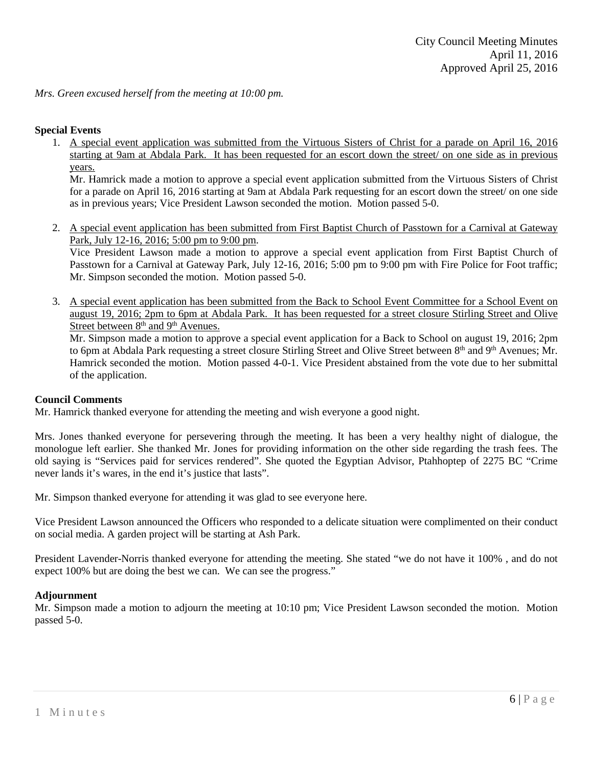*Mrs. Green excused herself from the meeting at 10:00 pm.*

**Special Events**

1. A special event application was submitted from the Virtuous Sisters of Christ for a parade on April 16, 2016 starting at 9am at Abdala Park. It has been requested for an escort down the street/ on one side as in previous years.
   Mr. Hamrick made a motion to approve a special event application submitted from the Virtuous Sisters of Christ for a parade on April 16, 2016 starting at 9am at Abdala Park requesting for an escort down the street/ on one side as in previous years; Vice President Lawson seconded the motion. Motion passed 5-0.

2. A special event application has been submitted from First Baptist Church of Passtown for a Carnival at Gateway Park, July 12-16, 2016; 5:00 pm to 9:00 pm.
   Vice President Lawson made a motion to approve a special event application from First Baptist Church of Passtown for a Carnival at Gateway Park, July 12-16, 2016; 5:00 pm to 9:00 pm with Fire Police for Foot traffic; Mr. Simpson seconded the motion. Motion passed 5-0.

3. A special event application has been submitted from the Back to School Event Committee for a School Event on august 19, 2016; 2pm to 6pm at Abdala Park. It has been requested for a street closure Stirling Street and Olive Street between 8th and 9th Avenues.
   Mr. Simpson made a motion to approve a special event application for a Back to School on august 19, 2016; 2pm to 6pm at Abdala Park requesting a street closure Stirling Street and Olive Street between 8th and 9th Avenues; Mr. Hamrick seconded the motion. Motion passed 4-0-1. Vice President abstained from the vote due to her submittal of the application.

**Council Comments**

Mr. Hamrick thanked everyone for attending the meeting and wish everyone a good night.

Mrs. Jones thanked everyone for persevering through the meeting. It has been a very healthy night of dialogue, the monologue left earlier. She thanked Mr. Jones for providing information on the other side regarding the trash fees. The old saying is "Services paid for services rendered". She quoted the Egyptian Advisor, Ptahhoptep of 2275 BC "Crime never lands it's wares, in the end it's justice that lasts".

Mr. Simpson thanked everyone for attending it was glad to see everyone here.

Vice President Lawson announced the Officers who responded to a delicate situation were complimented on their conduct on social media. A garden project will be starting at Ash Park.

President Lavender-Norris thanked everyone for attending the meeting. She stated "we do not have it 100% , and do not expect 100% but are doing the best we can. We can see the progress."

**Adjournment**

Mr. Simpson made a motion to adjourn the meeting at 10:10 pm; Vice President Lawson seconded the motion. Motion passed 5-0.